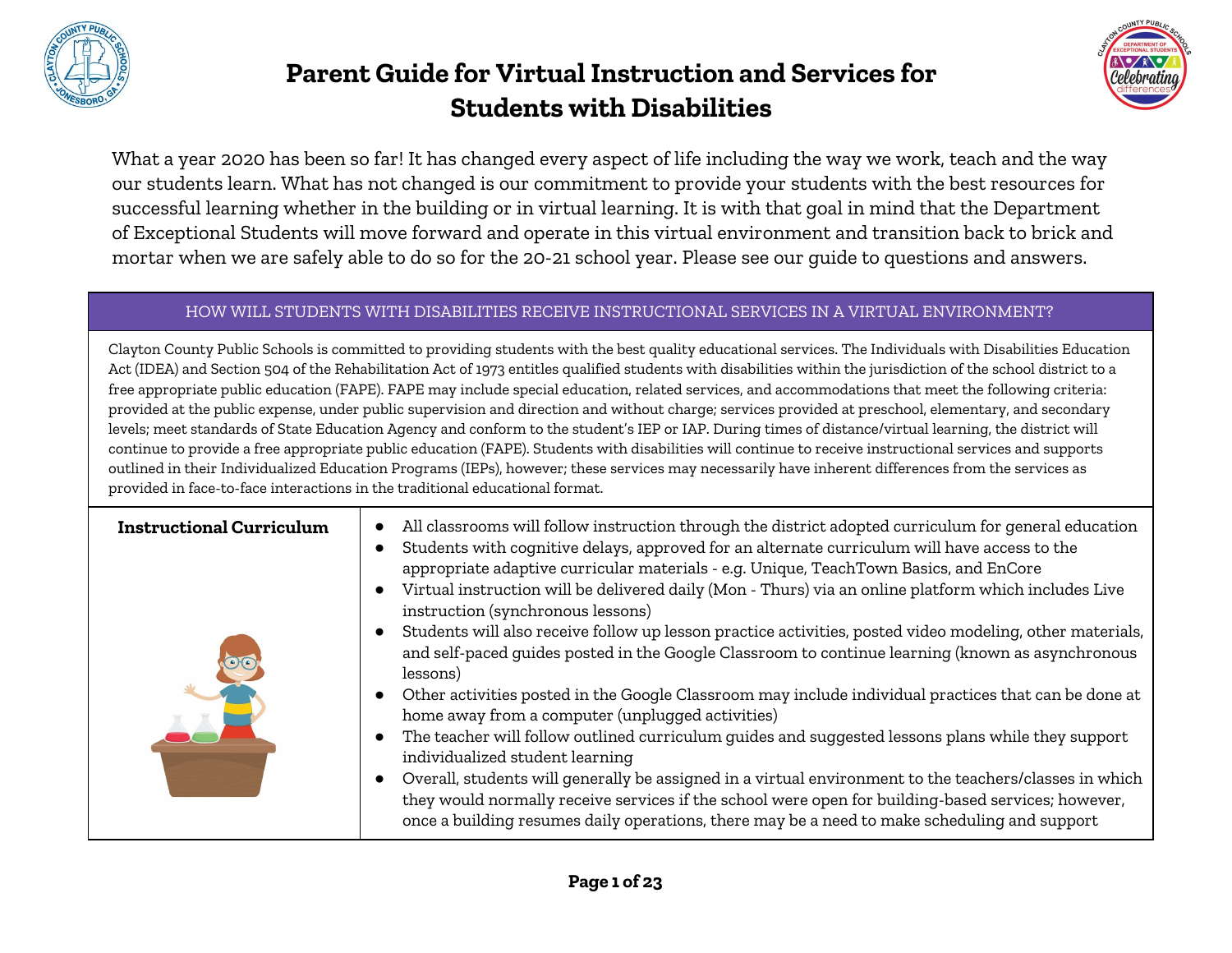# Parent Guide for Virtual Instruction and Services for Students with Disabilities

What a year 2020 has been so far! It has changed every aspect of life including the way we work, teach and the way our students learn. What has not changed is our commitment to provide your students with the best resources for successful learning whether in the building or in virtual learning. It is with that goal in mind that the Department of Exceptional Students will move forward and operate in this virtual environment and transition back to brick and mortar when we are safely able to do so for the 20-21 school year. Please see our guide to questions and answers.

| HOW WILL STUDENTS WITH DISABILITIES RECEIVE INSTRUCTIONAL SERVICES IN A VIRTUAL ENVIRONMENT? | |
|---|---|
| Clayton County Public Schools is committed to providing students with the best quality educational services. The Individuals with Disabilities Education Act (IDEA) and Section 504 of the Rehabilitation Act of 1973 entitles qualified students with disabilities within the jurisdiction of the school district to a free appropriate public education (FAPE). FAPE may include special education, related services, and accommodations that meet the following criteria: provided at the public expense, under public supervision and direction and without charge; services provided at preschool, elementary, and secondary levels; meet standards of State Education Agency and conform to the student's IEP or IAP. During times of distance/virtual learning, the district will continue to provide a free appropriate public education (FAPE). Students with disabilities will continue to receive instructional services and supports outlined in their Individualized Education Programs (IEPs), however; these services may necessarily have inherent differences from the services as provided in face-to-face interactions in the traditional educational format. | |
| **Instructional Curriculum** | • All classrooms will follow instruction through the district adopted curriculum for general education<br>• Students with cognitive delays, approved for an alternate curriculum will have access to the appropriate adaptive curricular materials - e.g. Unique, TeachTown Basics, and EnCore<br>• Virtual instruction will be delivered daily (Mon - Thurs) via an online platform which includes Live instruction (synchronous lessons)<br>• Students will also receive follow up lesson practice activities, posted video modeling, other materials, and self-paced guides posted in the Google Classroom to continue learning (known as asynchronous lessons)<br>• Other activities posted in the Google Classroom may include individual practices that can be done at home away from a computer (unplugged activities)<br>• The teacher will follow outlined curriculum guides and suggested lessons plans while they support individualized student learning<br>• Overall, students will generally be assigned in a virtual environment to the teachers/classes in which they would normally receive services if the school were open for building-based services; however, once a building resumes daily operations, there may be a need to make scheduling and support |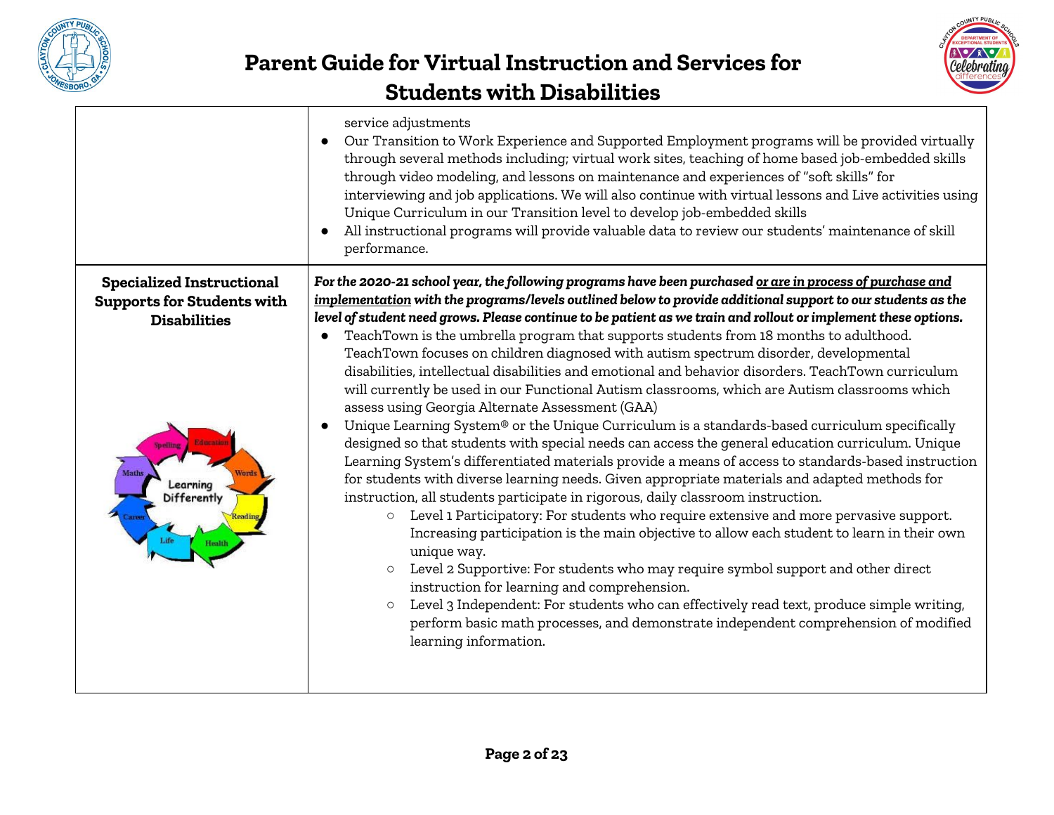# Parent Guide for Virtual Instruction and Services for Students with Disabilities

| | |
|---|---|
| | service adjustments<br>● Our Transition to Work Experience and Supported Employment programs will be provided virtually through several methods including; virtual work sites, teaching of home based job-embedded skills through video modeling, and lessons on maintenance and experiences of "soft skills" for interviewing and job applications. We will also continue with virtual lessons and Live activities using Unique Curriculum in our Transition level to develop job-embedded skills<br>● All instructional programs will provide valuable data to review our students' maintenance of skill performance. |
| **Specialized Instructional Supports for Students with Disabilities** | ***For the 2020-21 school year, the following programs have been purchased <u>or are in process of purchase and implementation</u> with the programs/levels outlined below to provide additional support to our students as the level of student need grows. Please continue to be patient as we train and rollout or implement these options.***<br>● TeachTown is the umbrella program that supports students from 18 months to adulthood. TeachTown focuses on children diagnosed with autism spectrum disorder, developmental disabilities, intellectual disabilities and emotional and behavior disorders. TeachTown curriculum will currently be used in our Functional Autism classrooms, which are Autism classrooms which assess using Georgia Alternate Assessment (GAA)<br>● Unique Learning System® or the Unique Curriculum is a standards-based curriculum specifically designed so that students with special needs can access the general education curriculum. Unique Learning System's differentiated materials provide a means of access to standards-based instruction for students with diverse learning needs. Given appropriate materials and adapted methods for instruction, all students participate in rigorous, daily classroom instruction.<br>○ Level 1 Participatory: For students who require extensive and more pervasive support. Increasing participation is the main objective to allow each student to learn in their own unique way.<br>○ Level 2 Supportive: For students who may require symbol support and other direct instruction for learning and comprehension.<br>○ Level 3 Independent: For students who can effectively read text, produce simple writing, perform basic math processes, and demonstrate independent comprehension of modified learning information. |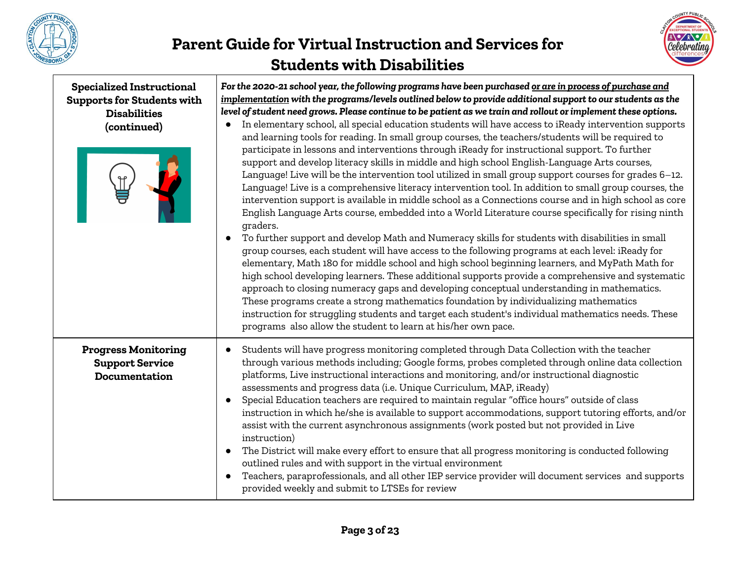# Parent Guide for Virtual Instruction and Services for Students with Disabilities

| | |
|---|---|
| **Specialized Instructional Supports for Students with Disabilities (continued)** | ***For the 2020-21 school year, the following programs have been purchased <u>or are in process of purchase and implementation</u> with the programs/levels outlined below to provide additional support to our students as the level of student need grows. Please continue to be patient as we train and rollout or implement these options.***<br>● In elementary school, all special education students will have access to iReady intervention supports and learning tools for reading. In small group courses, the teachers/students will be required to participate in lessons and interventions through iReady for instructional support. To further support and develop literacy skills in middle and high school English-Language Arts courses, Language! Live will be the intervention tool utilized in small group support courses for grades 6–12. Language! Live is a comprehensive literacy intervention tool. In addition to small group courses, the intervention support is available in middle school as a Connections course and in high school as core English Language Arts course, embedded into a World Literature course specifically for rising ninth graders.<br>● To further support and develop Math and Numeracy skills for students with disabilities in small group courses, each student will have access to the following programs at each level: iReady for elementary, Math 180 for middle school and high school beginning learners, and MyPath Math for high school developing learners. These additional supports provide a comprehensive and systematic approach to closing numeracy gaps and developing conceptual understanding in mathematics. These programs create a strong mathematics foundation by individualizing mathematics instruction for struggling students and target each student's individual mathematics needs. These programs also allow the student to learn at his/her own pace. |
| **Progress Monitoring Support Service Documentation** | ● Students will have progress monitoring completed through Data Collection with the teacher through various methods including; Google forms, probes completed through online data collection platforms, Live instructional interactions and monitoring, and/or instructional diagnostic assessments and progress data (i.e. Unique Curriculum, MAP, iReady)<br>● Special Education teachers are required to maintain regular "office hours" outside of class instruction in which he/she is available to support accommodations, support tutoring efforts, and/or assist with the current asynchronous assignments (work posted but not provided in Live instruction)<br>● The District will make every effort to ensure that all progress monitoring is conducted following outlined rules and with support in the virtual environment<br>● Teachers, paraprofessionals, and all other IEP service provider will document services and supports provided weekly and submit to LTSEs for review |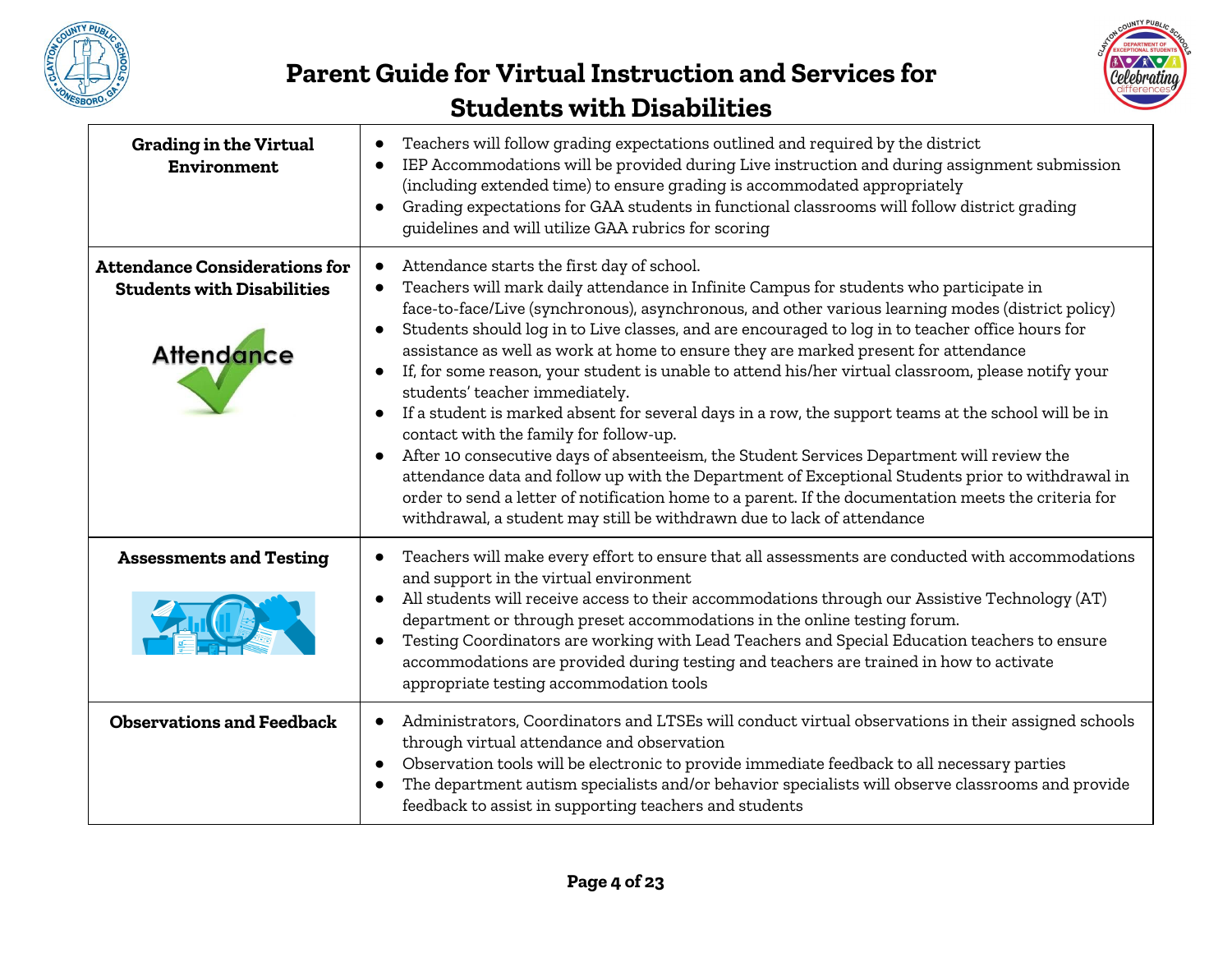# Parent Guide for Virtual Instruction and Services for Students with Disabilities

| | |
|---|---|
| **Grading in the Virtual Environment** | • Teachers will follow grading expectations outlined and required by the district<br>• IEP Accommodations will be provided during Live instruction and during assignment submission (including extended time) to ensure grading is accommodated appropriately<br>• Grading expectations for GAA students in functional classrooms will follow district grading guidelines and will utilize GAA rubrics for scoring |
| **Attendance Considerations for Students with Disabilities** | • Attendance starts the first day of school.<br>• Teachers will mark daily attendance in Infinite Campus for students who participate in face-to-face/Live (synchronous), asynchronous, and other various learning modes (district policy)<br>• Students should log in to Live classes, and are encouraged to log in to teacher office hours for assistance as well as work at home to ensure they are marked present for attendance<br>• If, for some reason, your student is unable to attend his/her virtual classroom, please notify your students' teacher immediately.<br>• If a student is marked absent for several days in a row, the support teams at the school will be in contact with the family for follow-up.<br>• After 10 consecutive days of absenteeism, the Student Services Department will review the attendance data and follow up with the Department of Exceptional Students prior to withdrawal in order to send a letter of notification home to a parent. If the documentation meets the criteria for withdrawal, a student may still be withdrawn due to lack of attendance |
| **Assessments and Testing** | • Teachers will make every effort to ensure that all assessments are conducted with accommodations and support in the virtual environment<br>• All students will receive access to their accommodations through our Assistive Technology (AT) department or through preset accommodations in the online testing forum.<br>• Testing Coordinators are working with Lead Teachers and Special Education teachers to ensure accommodations are provided during testing and teachers are trained in how to activate appropriate testing accommodation tools |
| **Observations and Feedback** | • Administrators, Coordinators and LTSEs will conduct virtual observations in their assigned schools through virtual attendance and observation<br>• Observation tools will be electronic to provide immediate feedback to all necessary parties<br>• The department autism specialists and/or behavior specialists will observe classrooms and provide feedback to assist in supporting teachers and students |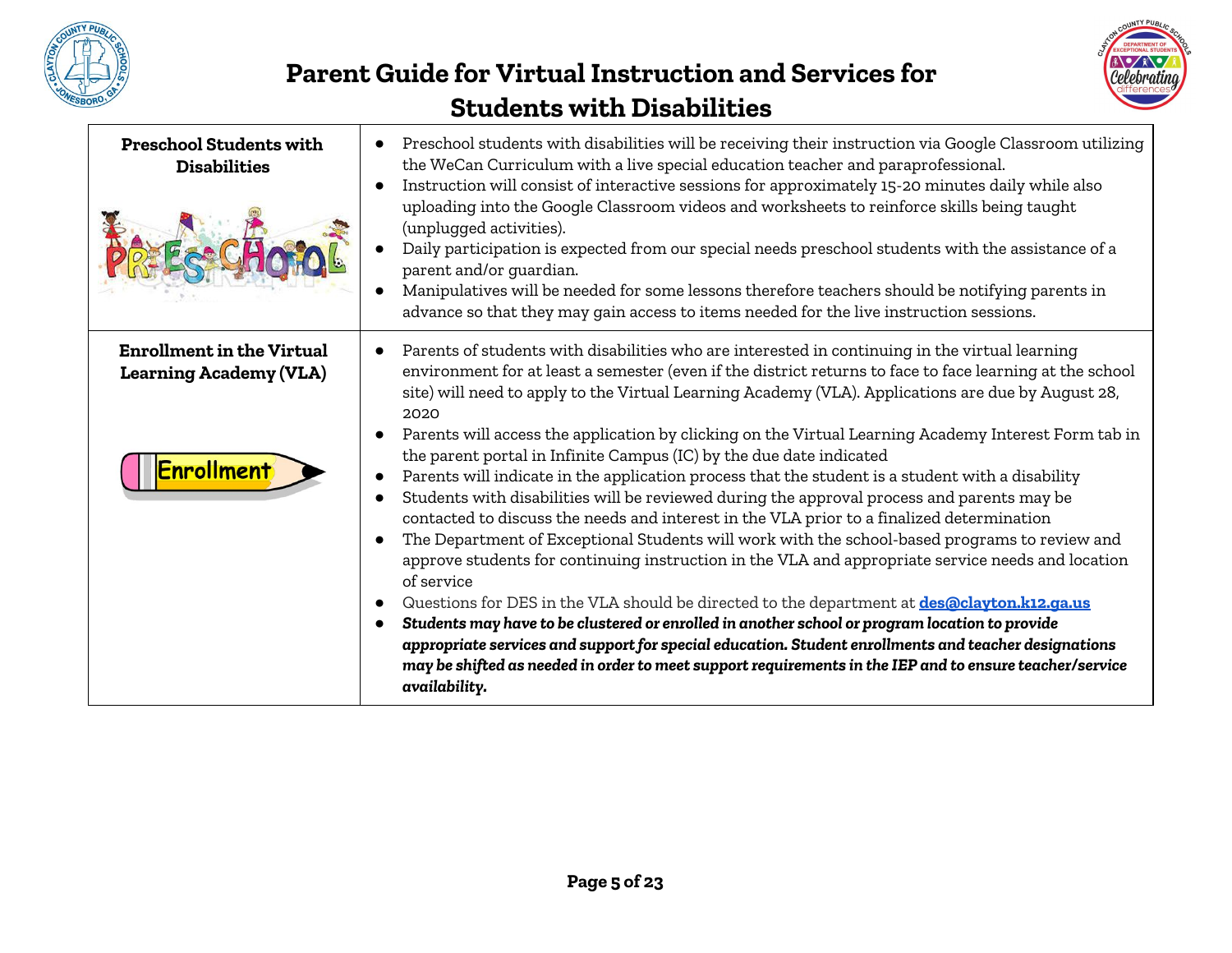# Parent Guide for Virtual Instruction and Services for Students with Disabilities

| | |
|---|---|
| **Preschool Students with Disabilities** | • Preschool students with disabilities will be receiving their instruction via Google Classroom utilizing the WeCan Curriculum with a live special education teacher and paraprofessional.<br>• Instruction will consist of interactive sessions for approximately 15-20 minutes daily while also uploading into the Google Classroom videos and worksheets to reinforce skills being taught (unplugged activities).<br>• Daily participation is expected from our special needs preschool students with the assistance of a parent and/or guardian.<br>• Manipulatives will be needed for some lessons therefore teachers should be notifying parents in advance so that they may gain access to items needed for the live instruction sessions. |
| **Enrollment in the Virtual Learning Academy (VLA)** | • Parents of students with disabilities who are interested in continuing in the virtual learning environment for at least a semester (even if the district returns to face to face learning at the school site) will need to apply to the Virtual Learning Academy (VLA). Applications are due by August 28, 2020<br>• Parents will access the application by clicking on the Virtual Learning Academy Interest Form tab in the parent portal in Infinite Campus (IC) by the due date indicated<br>• Parents will indicate in the application process that the student is a student with a disability<br>• Students with disabilities will be reviewed during the approval process and parents may be contacted to discuss the needs and interest in the VLA prior to a finalized determination<br>• The Department of Exceptional Students will work with the school-based programs to review and approve students for continuing instruction in the VLA and appropriate service needs and location of service<br>• Questions for DES in the VLA should be directed to the department at **des@clayton.k12.ga.us**<br>• ***Students may have to be clustered or enrolled in another school or program location to provide appropriate services and support for special education. Student enrollments and teacher designations may be shifted as needed in order to meet support requirements in the IEP and to ensure teacher/service availability.*** |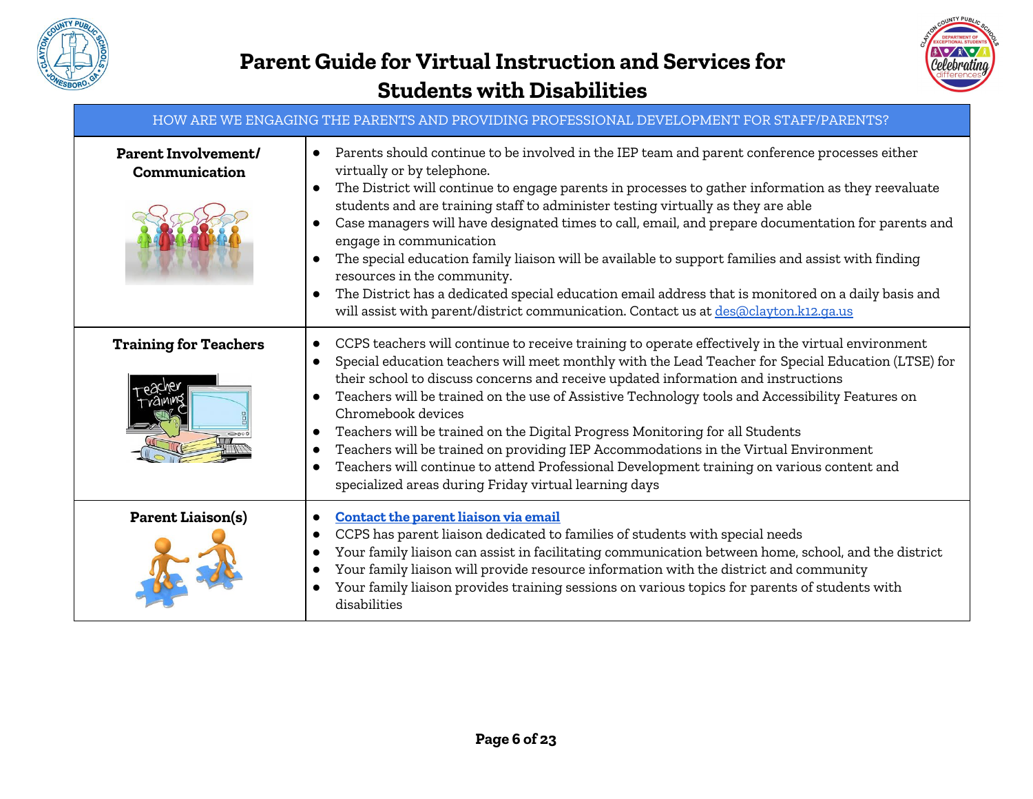# Parent Guide for Virtual Instruction and Services for Students with Disabilities

| HOW ARE WE ENGAGING THE PARENTS AND PROVIDING PROFESSIONAL DEVELOPMENT FOR STAFF/PARENTS? | |
|---|---|
| **Parent Involvement/ Communication** | • Parents should continue to be involved in the IEP team and parent conference processes either virtually or by telephone.<br>• The District will continue to engage parents in processes to gather information as they reevaluate students and are training staff to administer testing virtually as they are able<br>• Case managers will have designated times to call, email, and prepare documentation for parents and engage in communication<br>• The special education family liaison will be available to support families and assist with finding resources in the community.<br>• The District has a dedicated special education email address that is monitored on a daily basis and will assist with parent/district communication. Contact us at des@clayton.k12.ga.us |
| **Training for Teachers** | • CCPS teachers will continue to receive training to operate effectively in the virtual environment<br>• Special education teachers will meet monthly with the Lead Teacher for Special Education (LTSE) for their school to discuss concerns and receive updated information and instructions<br>• Teachers will be trained on the use of Assistive Technology tools and Accessibility Features on Chromebook devices<br>• Teachers will be trained on the Digital Progress Monitoring for all Students<br>• Teachers will be trained on providing IEP Accommodations in the Virtual Environment<br>• Teachers will continue to attend Professional Development training on various content and specialized areas during Friday virtual learning days |
| **Parent Liaison(s)** | • **Contact the parent liaison via email**<br>• CCPS has parent liaison dedicated to families of students with special needs<br>• Your family liaison can assist in facilitating communication between home, school, and the district<br>• Your family liaison will provide resource information with the district and community<br>• Your family liaison provides training sessions on various topics for parents of students with disabilities |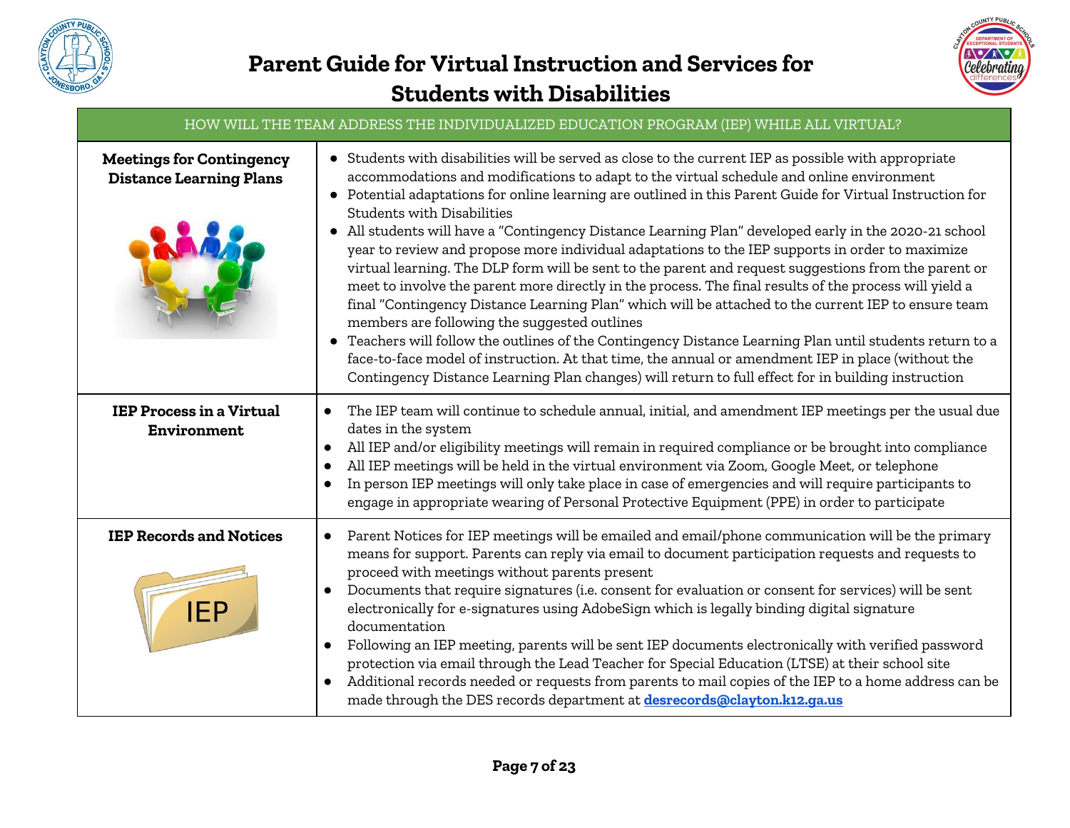# Parent Guide for Virtual Instruction and Services for Students with Disabilities

| HOW WILL THE TEAM ADDRESS THE INDIVIDUALIZED EDUCATION PROGRAM (IEP) WHILE ALL VIRTUAL? | |
|---|---|
| **Meetings for Contingency Distance Learning Plans** | ● Students with disabilities will be served as close to the current IEP as possible with appropriate accommodations and modifications to adapt to the virtual schedule and online environment<br>● Potential adaptations for online learning are outlined in this Parent Guide for Virtual Instruction for Students with Disabilities<br>● All students will have a "Contingency Distance Learning Plan" developed early in the 2020-21 school year to review and propose more individual adaptations to the IEP supports in order to maximize virtual learning. The DLP form will be sent to the parent and request suggestions from the parent or meet to involve the parent more directly in the process. The final results of the process will yield a final "Contingency Distance Learning Plan" which will be attached to the current IEP to ensure team members are following the suggested outlines<br>● Teachers will follow the outlines of the Contingency Distance Learning Plan until students return to a face-to-face model of instruction. At that time, the annual or amendment IEP in place (without the Contingency Distance Learning Plan changes) will return to full effect for in building instruction |
| **IEP Process in a Virtual Environment** | ● The IEP team will continue to schedule annual, initial, and amendment IEP meetings per the usual due dates in the system<br>● All IEP and/or eligibility meetings will remain in required compliance or be brought into compliance<br>● All IEP meetings will be held in the virtual environment via Zoom, Google Meet, or telephone<br>● In person IEP meetings will only take place in case of emergencies and will require participants to engage in appropriate wearing of Personal Protective Equipment (PPE) in order to participate |
| **IEP Records and Notices** | ● Parent Notices for IEP meetings will be emailed and email/phone communication will be the primary means for support. Parents can reply via email to document participation requests and requests to proceed with meetings without parents present<br>● Documents that require signatures (i.e. consent for evaluation or consent for services) will be sent electronically for e-signatures using AdobeSign which is legally binding digital signature documentation<br>● Following an IEP meeting, parents will be sent IEP documents electronically with verified password protection via email through the Lead Teacher for Special Education (LTSE) at their school site<br>● Additional records needed or requests from parents to mail copies of the IEP to a home address can be made through the DES records department at **desrecords@clayton.k12.ga.us** |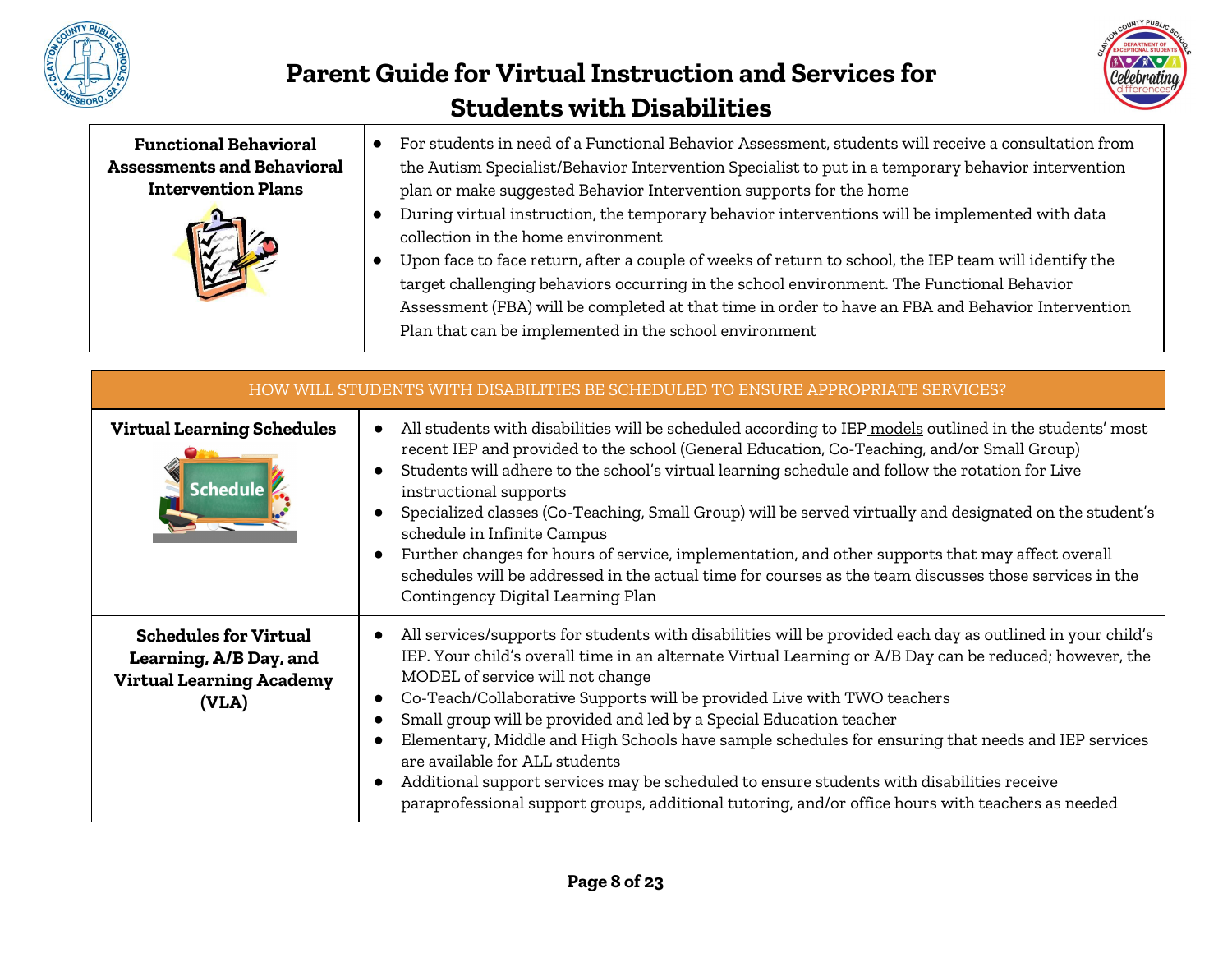# Parent Guide for Virtual Instruction and Services for Students with Disabilities

| | |
|---|---|
| **Functional Behavioral Assessments and Behavioral Intervention Plans** | • For students in need of a Functional Behavior Assessment, students will receive a consultation from the Autism Specialist/Behavior Intervention Specialist to put in a temporary behavior intervention plan or make suggested Behavior Intervention supports for the home<br>• During virtual instruction, the temporary behavior interventions will be implemented with data collection in the home environment<br>• Upon face to face return, after a couple of weeks of return to school, the IEP team will identify the target challenging behaviors occurring in the school environment. The Functional Behavior Assessment (FBA) will be completed at that time in order to have an FBA and Behavior Intervention Plan that can be implemented in the school environment |

| HOW WILL STUDENTS WITH DISABILITIES BE SCHEDULED TO ENSURE APPROPRIATE SERVICES? | |
|---|---|
| **Virtual Learning Schedules** | • All students with disabilities will be scheduled according to IEP models outlined in the students' most recent IEP and provided to the school (General Education, Co-Teaching, and/or Small Group)<br>• Students will adhere to the school's virtual learning schedule and follow the rotation for Live instructional supports<br>• Specialized classes (Co-Teaching, Small Group) will be served virtually and designated on the student's schedule in Infinite Campus<br>• Further changes for hours of service, implementation, and other supports that may affect overall schedules will be addressed in the actual time for courses as the team discusses those services in the Contingency Digital Learning Plan |
| **Schedules for Virtual Learning, A/B Day, and Virtual Learning Academy (VLA)** | • All services/supports for students with disabilities will be provided each day as outlined in your child's IEP. Your child's overall time in an alternate Virtual Learning or A/B Day can be reduced; however, the MODEL of service will not change<br>• Co-Teach/Collaborative Supports will be provided Live with TWO teachers<br>• Small group will be provided and led by a Special Education teacher<br>• Elementary, Middle and High Schools have sample schedules for ensuring that needs and IEP services are available for ALL students<br>• Additional support services may be scheduled to ensure students with disabilities receive paraprofessional support groups, additional tutoring, and/or office hours with teachers as needed |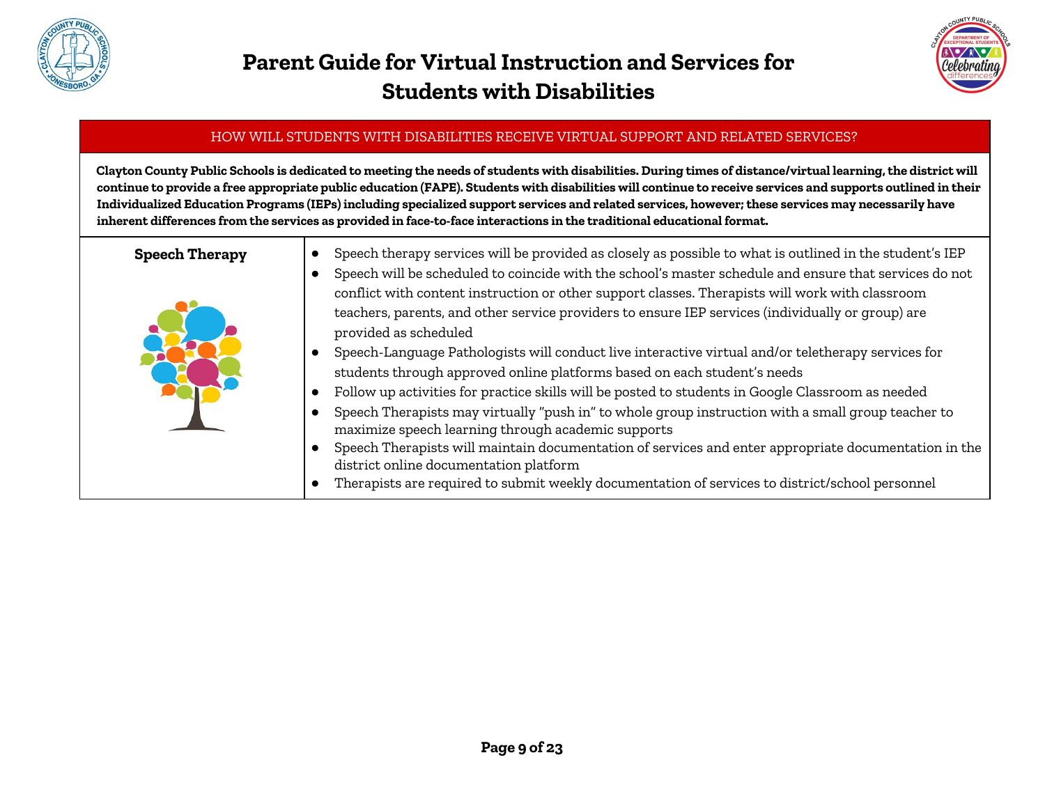# Parent Guide for Virtual Instruction and Services for Students with Disabilities

## HOW WILL STUDENTS WITH DISABILITIES RECEIVE VIRTUAL SUPPORT AND RELATED SERVICES?

**Clayton County Public Schools is dedicated to meeting the needs of students with disabilities. During times of distance/virtual learning, the district will continue to provide a free appropriate public education (FAPE). Students with disabilities will continue to receive services and supports outlined in their Individualized Education Programs (IEPs) including specialized support services and related services, however; these services may necessarily have inherent differences from the services as provided in face-to-face interactions in the traditional educational format.**

### Speech Therapy

- Speech therapy services will be provided as closely as possible to what is outlined in the student's IEP
- Speech will be scheduled to coincide with the school's master schedule and ensure that services do not conflict with content instruction or other support classes. Therapists will work with classroom teachers, parents, and other service providers to ensure IEP services (individually or group) are provided as scheduled
- Speech-Language Pathologists will conduct live interactive virtual and/or teletherapy services for students through approved online platforms based on each student's needs
- Follow up activities for practice skills will be posted to students in Google Classroom as needed
- Speech Therapists may virtually "push in" to whole group instruction with a small group teacher to maximize speech learning through academic supports
- Speech Therapists will maintain documentation of services and enter appropriate documentation in the district online documentation platform
- Therapists are required to submit weekly documentation of services to district/school personnel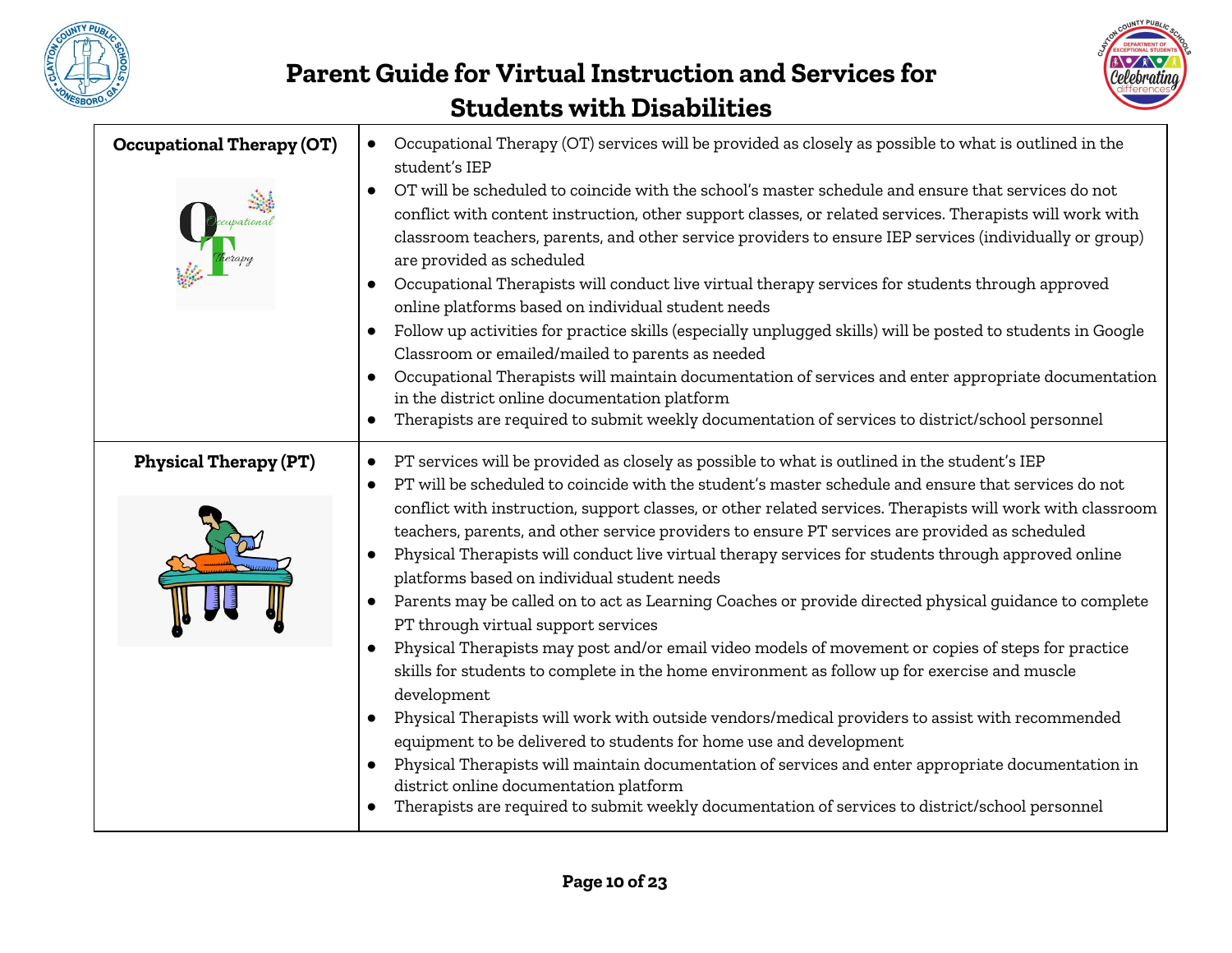| | |
|---|---|
| **Occupational Therapy (OT)** | • Occupational Therapy (OT) services will be provided as closely as possible to what is outlined in the student's IEP<br>• OT will be scheduled to coincide with the school's master schedule and ensure that services do not conflict with content instruction, other support classes, or related services. Therapists will work with classroom teachers, parents, and other service providers to ensure IEP services (individually or group) are provided as scheduled<br>• Occupational Therapists will conduct live virtual therapy services for students through approved online platforms based on individual student needs<br>• Follow up activities for practice skills (especially unplugged skills) will be posted to students in Google Classroom or emailed/mailed to parents as needed<br>• Occupational Therapists will maintain documentation of services and enter appropriate documentation in the district online documentation platform<br>• Therapists are required to submit weekly documentation of services to district/school personnel |
| **Physical Therapy (PT)** | • PT services will be provided as closely as possible to what is outlined in the student's IEP<br>• PT will be scheduled to coincide with the student's master schedule and ensure that services do not conflict with instruction, support classes, or other related services. Therapists will work with classroom teachers, parents, and other service providers to ensure PT services are provided as scheduled<br>• Physical Therapists will conduct live virtual therapy services for students through approved online platforms based on individual student needs<br>• Parents may be called on to act as Learning Coaches or provide directed physical guidance to complete PT through virtual support services<br>• Physical Therapists may post and/or email video models of movement or copies of steps for practice skills for students to complete in the home environment as follow up for exercise and muscle development<br>• Physical Therapists will work with outside vendors/medical providers to assist with recommended equipment to be delivered to students for home use and development<br>• Physical Therapists will maintain documentation of services and enter appropriate documentation in district online documentation platform<br>• Therapists are required to submit weekly documentation of services to district/school personnel |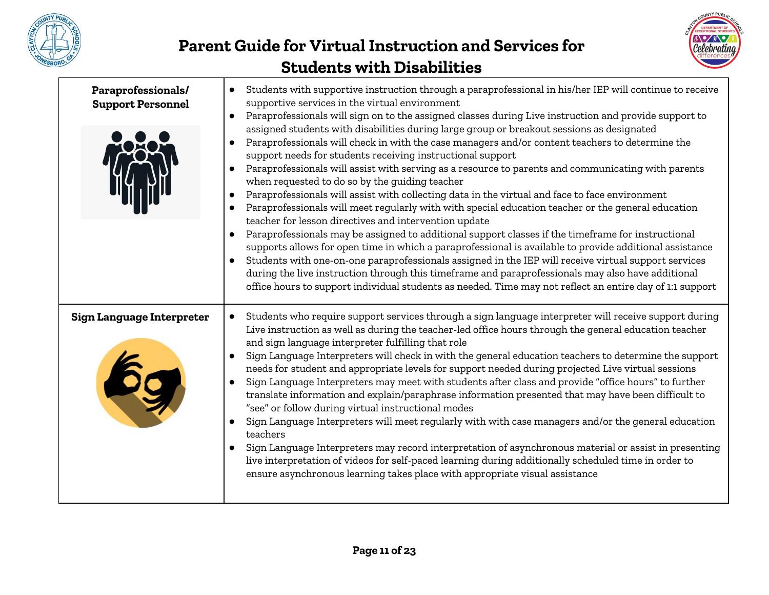# Parent Guide for Virtual Instruction and Services for Students with Disabilities

| | |
|---|---|
| **Paraprofessionals/ Support Personnel** | • Students with supportive instruction through a paraprofessional in his/her IEP will continue to receive supportive services in the virtual environment<br>• Paraprofessionals will sign on to the assigned classes during Live instruction and provide support to assigned students with disabilities during large group or breakout sessions as designated<br>• Paraprofessionals will check in with the case managers and/or content teachers to determine the support needs for students receiving instructional support<br>• Paraprofessionals will assist with serving as a resource to parents and communicating with parents when requested to do so by the guiding teacher<br>• Paraprofessionals will assist with collecting data in the virtual and face to face environment<br>• Paraprofessionals will meet regularly with with special education teacher or the general education teacher for lesson directives and intervention update<br>• Paraprofessionals may be assigned to additional support classes if the timeframe for instructional supports allows for open time in which a paraprofessional is available to provide additional assistance<br>• Students with one-on-one paraprofessionals assigned in the IEP will receive virtual support services during the live instruction through this timeframe and paraprofessionals may also have additional office hours to support individual students as needed. Time may not reflect an entire day of 1:1 support |
| **Sign Language Interpreter** | • Students who require support services through a sign language interpreter will receive support during Live instruction as well as during the teacher-led office hours through the general education teacher and sign language interpreter fulfilling that role<br>• Sign Language Interpreters will check in with the general education teachers to determine the support needs for student and appropriate levels for support needed during projected Live virtual sessions<br>• Sign Language Interpreters may meet with students after class and provide "office hours" to further translate information and explain/paraphrase information presented that may have been difficult to "see" or follow during virtual instructional modes<br>• Sign Language Interpreters will meet regularly with with case managers and/or the general education teachers<br>• Sign Language Interpreters may record interpretation of asynchronous material or assist in presenting live interpretation of videos for self-paced learning during additionally scheduled time in order to ensure asynchronous learning takes place with appropriate visual assistance |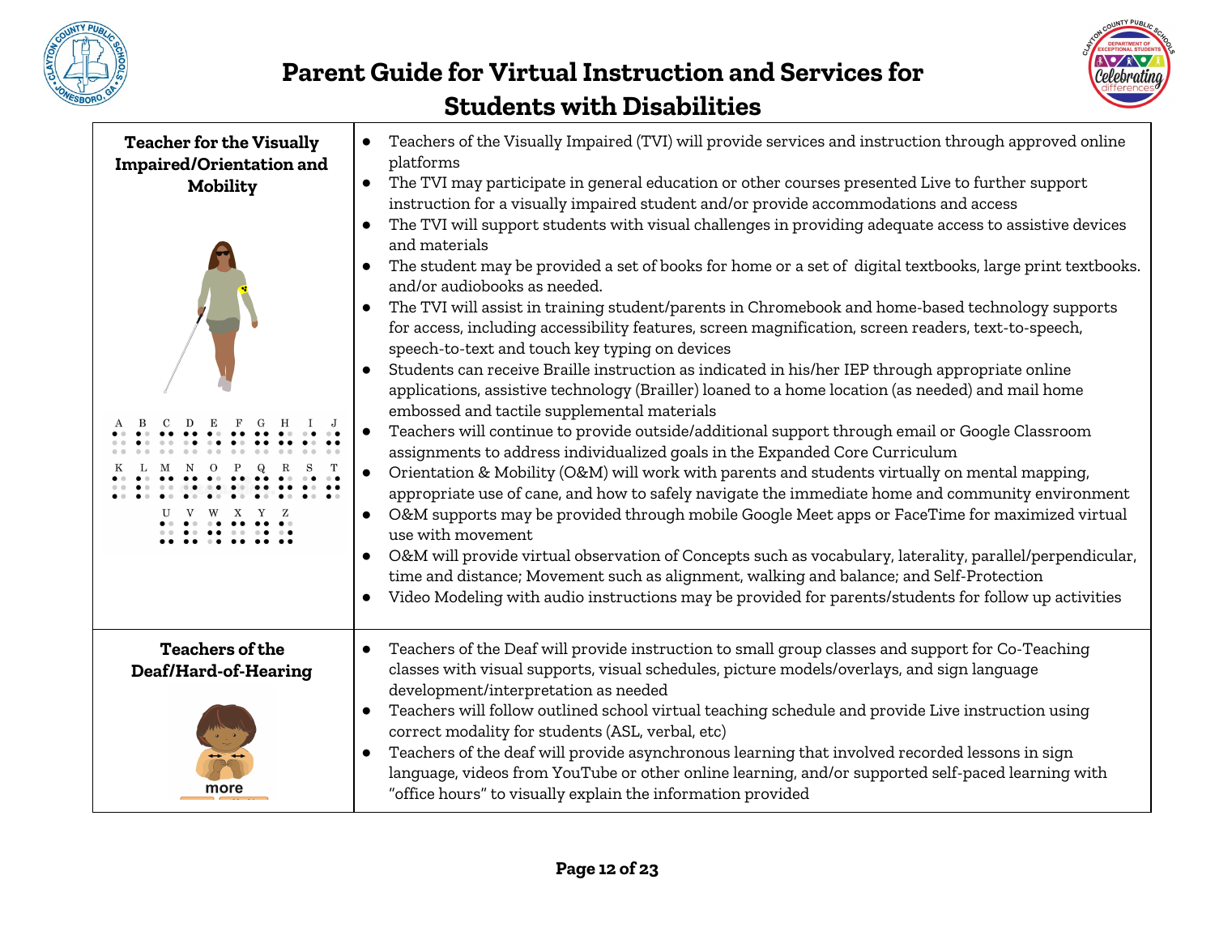# Parent Guide for Virtual Instruction and Services for Students with Disabilities

| | |
|---|---|
| **Teacher for the Visually Impaired/Orientation and Mobility** | ● Teachers of the Visually Impaired (TVI) will provide services and instruction through approved online platforms<br>● The TVI may participate in general education or other courses presented Live to further support instruction for a visually impaired student and/or provide accommodations and access<br>● The TVI will support students with visual challenges in providing adequate access to assistive devices and materials<br>● The student may be provided a set of books for home or a set of digital textbooks, large print textbooks. and/or audiobooks as needed.<br>● The TVI will assist in training student/parents in Chromebook and home-based technology supports for access, including accessibility features, screen magnification, screen readers, text-to-speech, speech-to-text and touch key typing on devices<br>● Students can receive Braille instruction as indicated in his/her IEP through appropriate online applications, assistive technology (Brailler) loaned to a home location (as needed) and mail home embossed and tactile supplemental materials<br>● Teachers will continue to provide outside/additional support through email or Google Classroom assignments to address individualized goals in the Expanded Core Curriculum<br>● Orientation & Mobility (O&M) will work with parents and students virtually on mental mapping, appropriate use of cane, and how to safely navigate the immediate home and community environment<br>● O&M supports may be provided through mobile Google Meet apps or FaceTime for maximized virtual use with movement<br>● O&M will provide virtual observation of Concepts such as vocabulary, laterality, parallel/perpendicular, time and distance; Movement such as alignment, walking and balance; and Self-Protection<br>● Video Modeling with audio instructions may be provided for parents/students for follow up activities |
| **Teachers of the Deaf/Hard-of-Hearing** | ● Teachers of the Deaf will provide instruction to small group classes and support for Co-Teaching classes with visual supports, visual schedules, picture models/overlays, and sign language development/interpretation as needed<br>● Teachers will follow outlined school virtual teaching schedule and provide Live instruction using correct modality for students (ASL, verbal, etc)<br>● Teachers of the deaf will provide asynchronous learning that involved recorded lessons in sign language, videos from YouTube or other online learning, and/or supported self-paced learning with "office hours" to visually explain the information provided |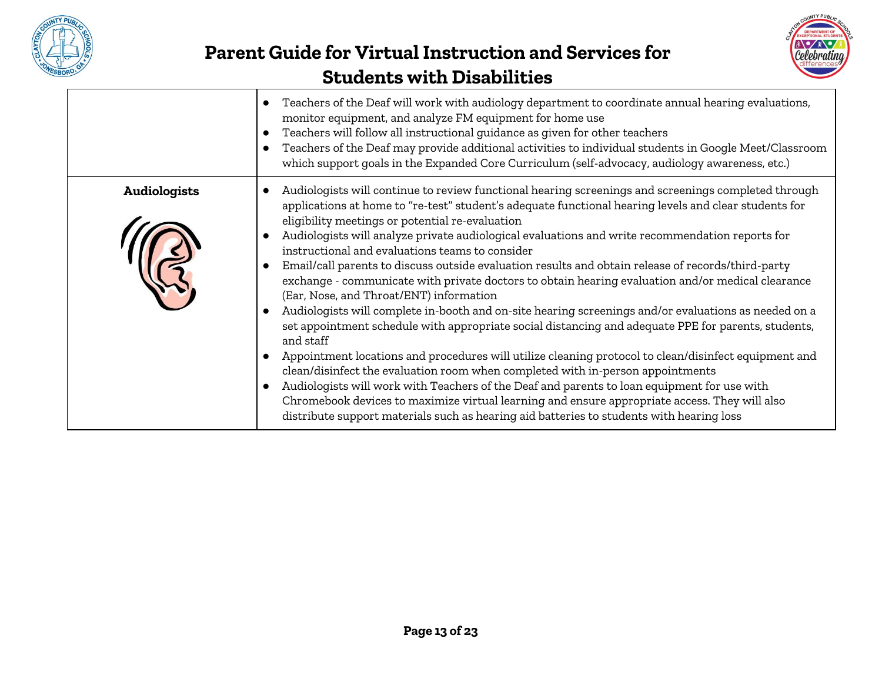| | |
|---|---|
| | • Teachers of the Deaf will work with audiology department to coordinate annual hearing evaluations, monitor equipment, and analyze FM equipment for home use<br>• Teachers will follow all instructional guidance as given for other teachers<br>• Teachers of the Deaf may provide additional activities to individual students in Google Meet/Classroom which support goals in the Expanded Core Curriculum (self-advocacy, audiology awareness, etc.) |
| **Audiologists** | • Audiologists will continue to review functional hearing screenings and screenings completed through applications at home to "re-test" student's adequate functional hearing levels and clear students for eligibility meetings or potential re-evaluation<br>• Audiologists will analyze private audiological evaluations and write recommendation reports for instructional and evaluations teams to consider<br>• Email/call parents to discuss outside evaluation results and obtain release of records/third-party exchange - communicate with private doctors to obtain hearing evaluation and/or medical clearance (Ear, Nose, and Throat/ENT) information<br>• Audiologists will complete in-booth and on-site hearing screenings and/or evaluations as needed on a set appointment schedule with appropriate social distancing and adequate PPE for parents, students, and staff<br>• Appointment locations and procedures will utilize cleaning protocol to clean/disinfect equipment and clean/disinfect the evaluation room when completed with in-person appointments<br>• Audiologists will work with Teachers of the Deaf and parents to loan equipment for use with Chromebook devices to maximize virtual learning and ensure appropriate access. They will also distribute support materials such as hearing aid batteries to students with hearing loss |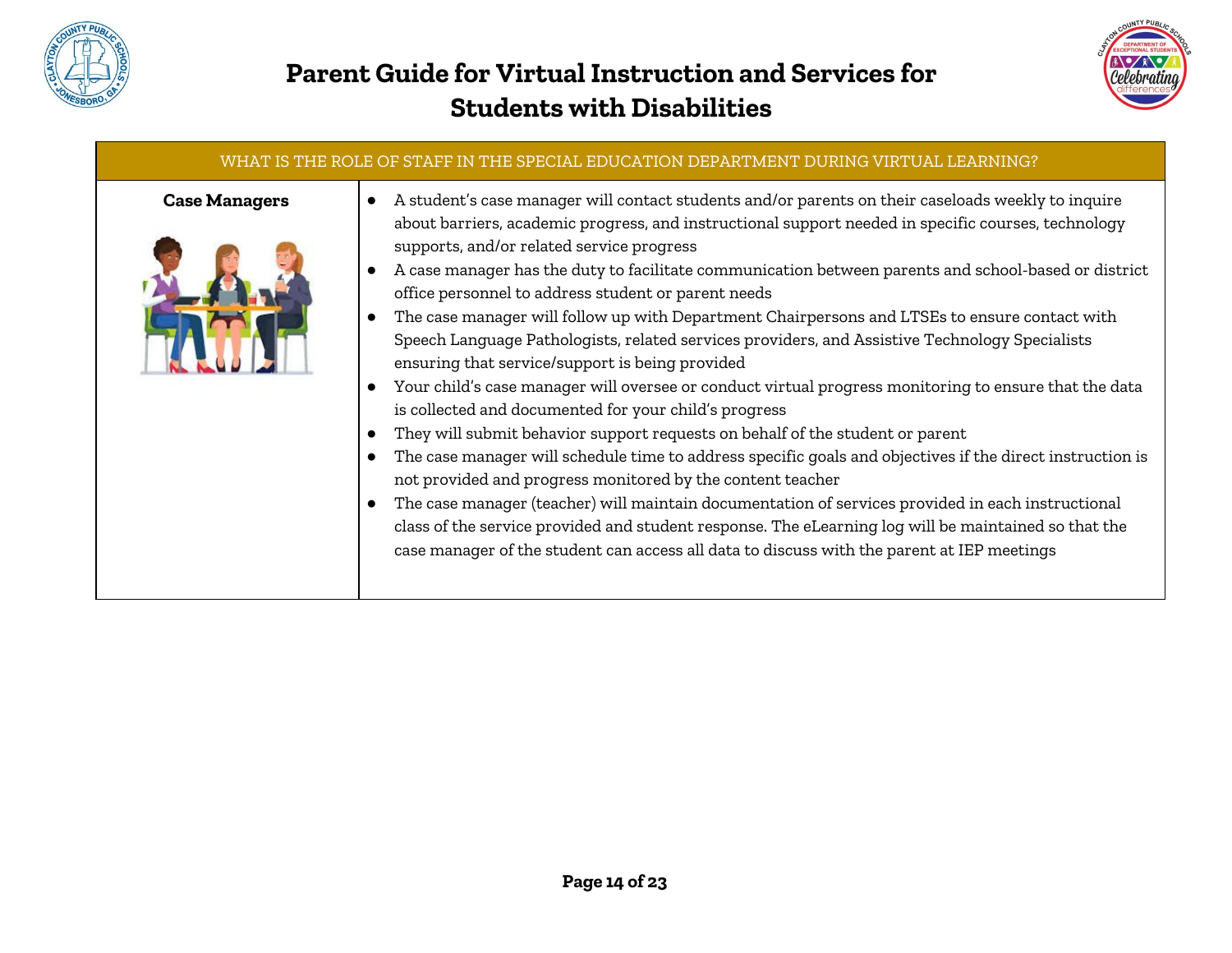# Parent Guide for Virtual Instruction and Services for Students with Disabilities

| WHAT IS THE ROLE OF STAFF IN THE SPECIAL EDUCATION DEPARTMENT DURING VIRTUAL LEARNING? | |
|---|---|
| **Case Managers** | • A student's case manager will contact students and/or parents on their caseloads weekly to inquire about barriers, academic progress, and instructional support needed in specific courses, technology supports, and/or related service progress<br>• A case manager has the duty to facilitate communication between parents and school-based or district office personnel to address student or parent needs<br>• The case manager will follow up with Department Chairpersons and LTSEs to ensure contact with Speech Language Pathologists, related services providers, and Assistive Technology Specialists ensuring that service/support is being provided<br>• Your child's case manager will oversee or conduct virtual progress monitoring to ensure that the data is collected and documented for your child's progress<br>• They will submit behavior support requests on behalf of the student or parent<br>• The case manager will schedule time to address specific goals and objectives if the direct instruction is not provided and progress monitored by the content teacher<br>• The case manager (teacher) will maintain documentation of services provided in each instructional class of the service provided and student response. The eLearning log will be maintained so that the case manager of the student can access all data to discuss with the parent at IEP meetings |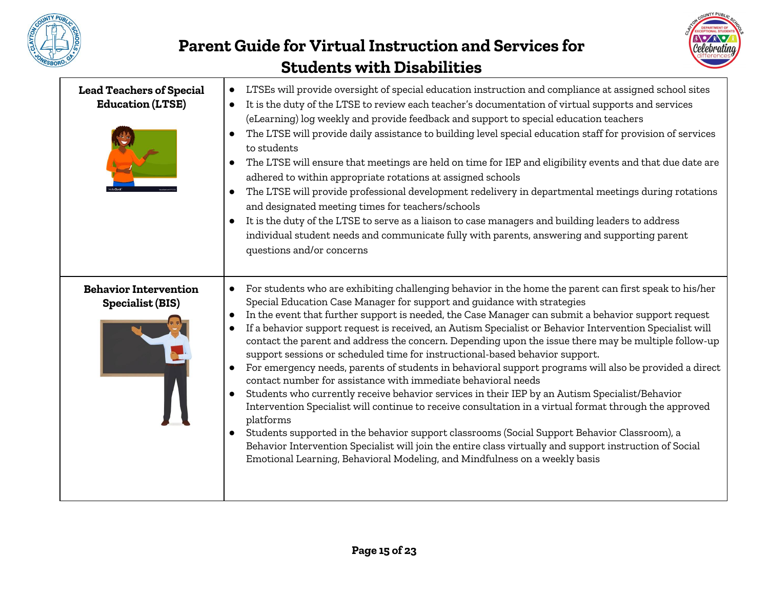| | |
|---|---|
| **Lead Teachers of Special Education (LTSE)** | • LTSEs will provide oversight of special education instruction and compliance at assigned school sites<br>• It is the duty of the LTSE to review each teacher's documentation of virtual supports and services (eLearning) log weekly and provide feedback and support to special education teachers<br>• The LTSE will provide daily assistance to building level special education staff for provision of services to students<br>• The LTSE will ensure that meetings are held on time for IEP and eligibility events and that due date are adhered to within appropriate rotations at assigned schools<br>• The LTSE will provide professional development redelivery in departmental meetings during rotations and designated meeting times for teachers/schools<br>• It is the duty of the LTSE to serve as a liaison to case managers and building leaders to address individual student needs and communicate fully with parents, answering and supporting parent questions and/or concerns |
| **Behavior Intervention Specialist (BIS)** | • For students who are exhibiting challenging behavior in the home the parent can first speak to his/her Special Education Case Manager for support and guidance with strategies<br>• In the event that further support is needed, the Case Manager can submit a behavior support request<br>• If a behavior support request is received, an Autism Specialist or Behavior Intervention Specialist will contact the parent and address the concern. Depending upon the issue there may be multiple follow-up support sessions or scheduled time for instructional-based behavior support.<br>• For emergency needs, parents of students in behavioral support programs will also be provided a direct contact number for assistance with immediate behavioral needs<br>• Students who currently receive behavior services in their IEP by an Autism Specialist/Behavior Intervention Specialist will continue to receive consultation in a virtual format through the approved platforms<br>• Students supported in the behavior support classrooms (Social Support Behavior Classroom), a Behavior Intervention Specialist will join the entire class virtually and support instruction of Social Emotional Learning, Behavioral Modeling, and Mindfulness on a weekly basis |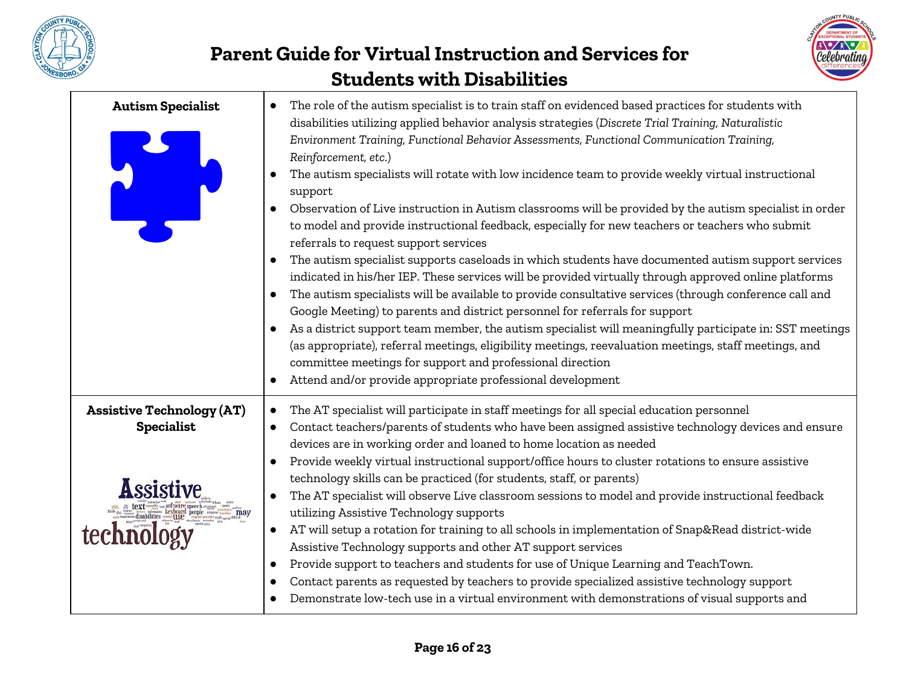# Parent Guide for Virtual Instruction and Services for Students with Disabilities

| | |
|---|---|
| **Autism Specialist** | • The role of the autism specialist is to train staff on evidenced based practices for students with disabilities utilizing applied behavior analysis strategies (*Discrete Trial Training, Naturalistic Environment Training, Functional Behavior Assessments, Functional Communication Training, Reinforcement, etc.*)<br>• The autism specialists will rotate with low incidence team to provide weekly virtual instructional support<br>• Observation of Live instruction in Autism classrooms will be provided by the autism specialist in order to model and provide instructional feedback, especially for new teachers or teachers who submit referrals to request support services<br>• The autism specialist supports caseloads in which students have documented autism support services indicated in his/her IEP. These services will be provided virtually through approved online platforms<br>• The autism specialists will be available to provide consultative services (through conference call and Google Meeting) to parents and district personnel for referrals for support<br>• As a district support team member, the autism specialist will meaningfully participate in: SST meetings (as appropriate), referral meetings, eligibility meetings, reevaluation meetings, staff meetings, and committee meetings for support and professional direction<br>• Attend and/or provide appropriate professional development |
| **Assistive Technology (AT) Specialist** | • The AT specialist will participate in staff meetings for all special education personnel<br>• Contact teachers/parents of students who have been assigned assistive technology devices and ensure devices are in working order and loaned to home location as needed<br>• Provide weekly virtual instructional support/office hours to cluster rotations to ensure assistive technology skills can be practiced (for students, staff, or parents)<br>• The AT specialist will observe Live classroom sessions to model and provide instructional feedback utilizing Assistive Technology supports<br>• AT will setup a rotation for training to all schools in implementation of Snap&Read district-wide Assistive Technology supports and other AT support services<br>• Provide support to teachers and students for use of Unique Learning and TeachTown.<br>• Contact parents as requested by teachers to provide specialized assistive technology support<br>• Demonstrate low-tech use in a virtual environment with demonstrations of visual supports and |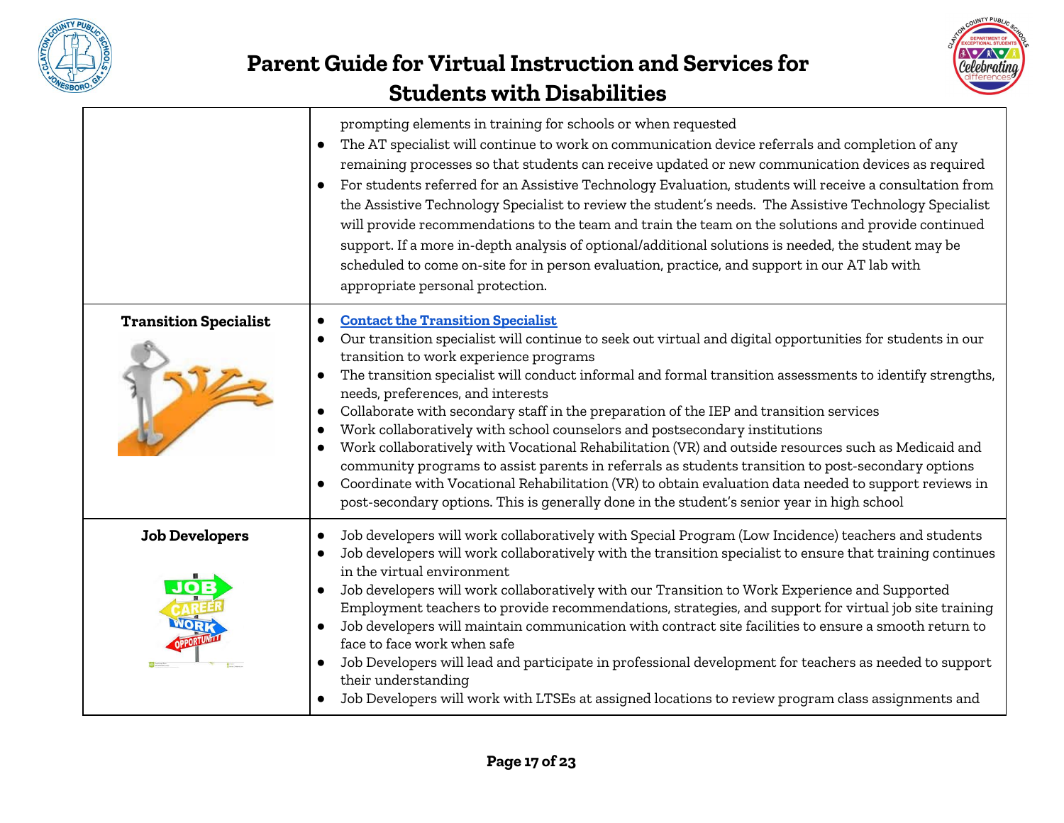| | |
|---|---|
| | prompting elements in training for schools or when requested<br>● The AT specialist will continue to work on communication device referrals and completion of any remaining processes so that students can receive updated or new communication devices as required<br>● For students referred for an Assistive Technology Evaluation, students will receive a consultation from the Assistive Technology Specialist to review the student's needs. The Assistive Technology Specialist will provide recommendations to the team and train the team on the solutions and provide continued support. If a more in-depth analysis of optional/additional solutions is needed, the student may be scheduled to come on-site for in person evaluation, practice, and support in our AT lab with appropriate personal protection. |
| **Transition Specialist** | ● Contact the Transition Specialist<br>● Our transition specialist will continue to seek out virtual and digital opportunities for students in our transition to work experience programs<br>● The transition specialist will conduct informal and formal transition assessments to identify strengths, needs, preferences, and interests<br>● Collaborate with secondary staff in the preparation of the IEP and transition services<br>● Work collaboratively with school counselors and postsecondary institutions<br>● Work collaboratively with Vocational Rehabilitation (VR) and outside resources such as Medicaid and community programs to assist parents in referrals as students transition to post-secondary options<br>● Coordinate with Vocational Rehabilitation (VR) to obtain evaluation data needed to support reviews in post-secondary options. This is generally done in the student's senior year in high school |
| **Job Developers** | ● Job developers will work collaboratively with Special Program (Low Incidence) teachers and students<br>● Job developers will work collaboratively with the transition specialist to ensure that training continues in the virtual environment<br>● Job developers will work collaboratively with our Transition to Work Experience and Supported Employment teachers to provide recommendations, strategies, and support for virtual job site training<br>● Job developers will maintain communication with contract site facilities to ensure a smooth return to face to face work when safe<br>● Job Developers will lead and participate in professional development for teachers as needed to support their understanding<br>● Job Developers will work with LTSEs at assigned locations to review program class assignments and |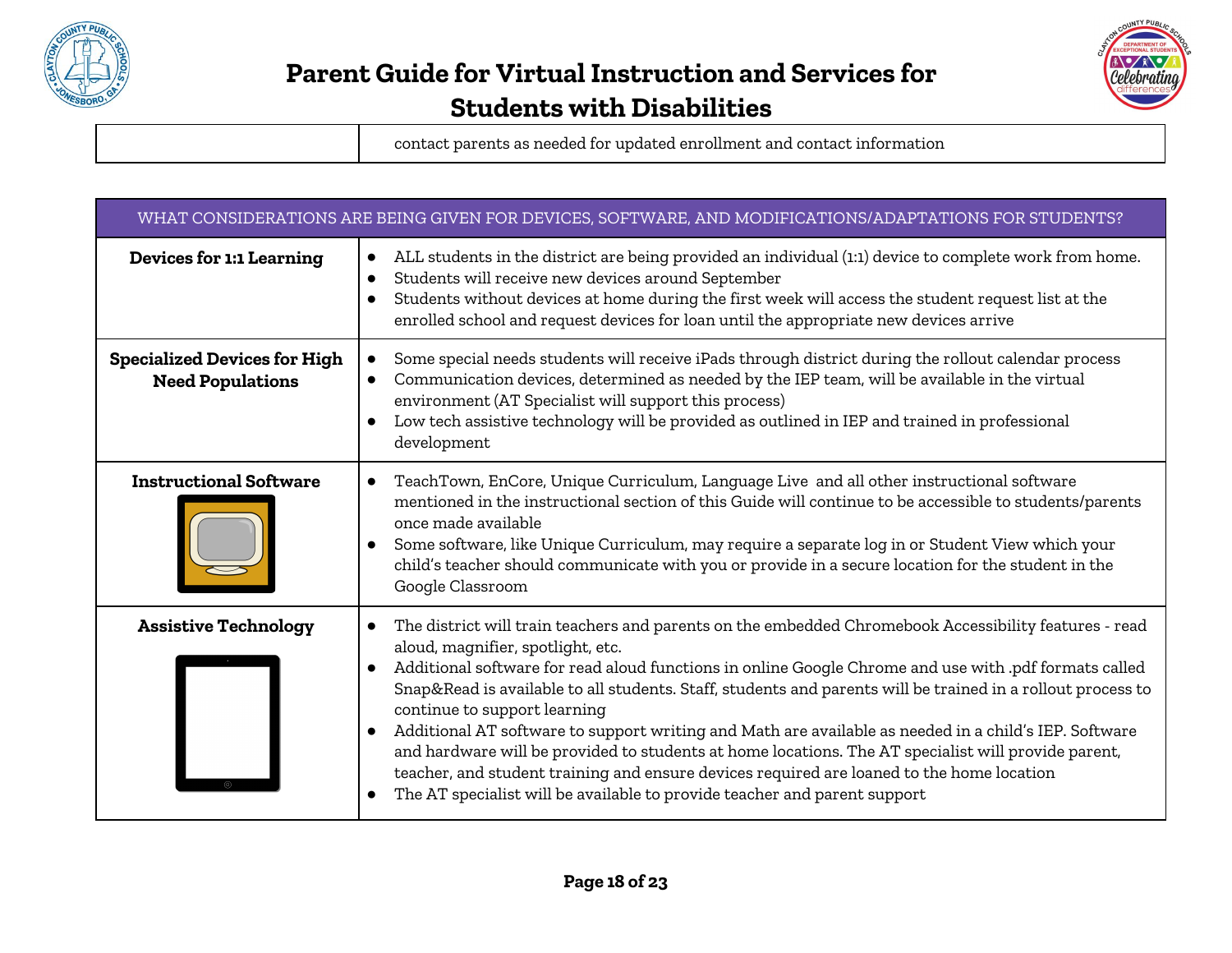| | contact parents as needed for updated enrollment and contact information |
|---|---|

| WHAT CONSIDERATIONS ARE BEING GIVEN FOR DEVICES, SOFTWARE, AND MODIFICATIONS/ADAPTATIONS FOR STUDENTS? | |
|---|---|
| **Devices for 1:1 Learning** | • ALL students in the district are being provided an individual (1:1) device to complete work from home.<br>• Students will receive new devices around September<br>• Students without devices at home during the first week will access the student request list at the enrolled school and request devices for loan until the appropriate new devices arrive |
| **Specialized Devices for High Need Populations** | • Some special needs students will receive iPads through district during the rollout calendar process<br>• Communication devices, determined as needed by the IEP team, will be available in the virtual environment (AT Specialist will support this process)<br>• Low tech assistive technology will be provided as outlined in IEP and trained in professional development |
| **Instructional Software** | • TeachTown, EnCore, Unique Curriculum, Language Live and all other instructional software mentioned in the instructional section of this Guide will continue to be accessible to students/parents once made available<br>• Some software, like Unique Curriculum, may require a separate log in or Student View which your child's teacher should communicate with you or provide in a secure location for the student in the Google Classroom |
| **Assistive Technology** | • The district will train teachers and parents on the embedded Chromebook Accessibility features - read aloud, magnifier, spotlight, etc.<br>• Additional software for read aloud functions in online Google Chrome and use with .pdf formats called Snap&Read is available to all students. Staff, students and parents will be trained in a rollout process to continue to support learning<br>• Additional AT software to support writing and Math are available as needed in a child's IEP. Software and hardware will be provided to students at home locations. The AT specialist will provide parent, teacher, and student training and ensure devices required are loaned to the home location<br>• The AT specialist will be available to provide teacher and parent support |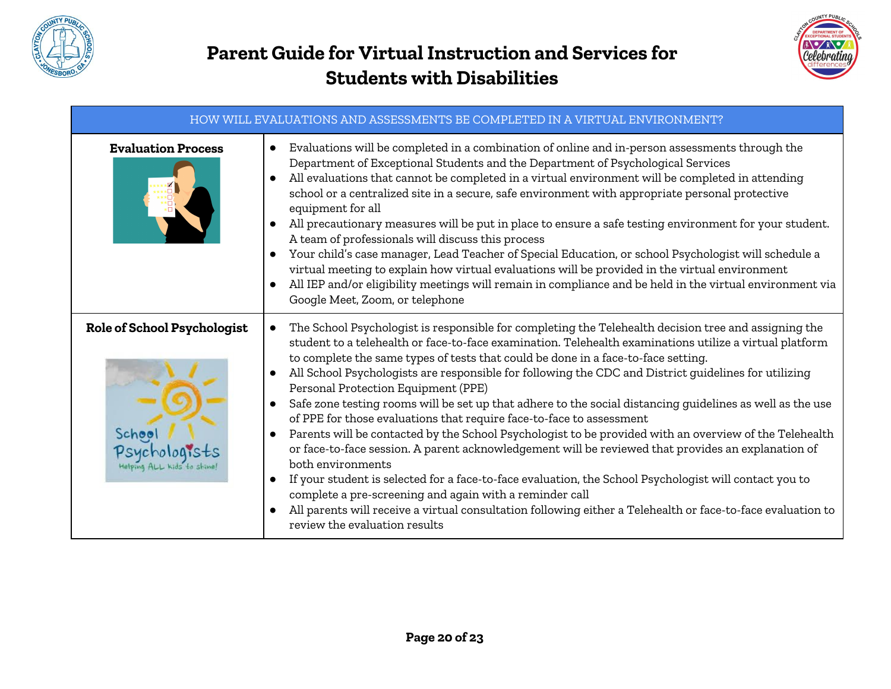# Parent Guide for Virtual Instruction and Services for Students with Disabilities

| HOW WILL EVALUATIONS AND ASSESSMENTS BE COMPLETED IN A VIRTUAL ENVIRONMENT? | |
|---|---|
| **Evaluation Process** | • Evaluations will be completed in a combination of online and in-person assessments through the Department of Exceptional Students and the Department of Psychological Services<br>• All evaluations that cannot be completed in a virtual environment will be completed in attending school or a centralized site in a secure, safe environment with appropriate personal protective equipment for all<br>• All precautionary measures will be put in place to ensure a safe testing environment for your student. A team of professionals will discuss this process<br>• Your child's case manager, Lead Teacher of Special Education, or school Psychologist will schedule a virtual meeting to explain how virtual evaluations will be provided in the virtual environment<br>• All IEP and/or eligibility meetings will remain in compliance and be held in the virtual environment via Google Meet, Zoom, or telephone |
| **Role of School Psychologist** | • The School Psychologist is responsible for completing the Telehealth decision tree and assigning the student to a telehealth or face-to-face examination. Telehealth examinations utilize a virtual platform to complete the same types of tests that could be done in a face-to-face setting.<br>• All School Psychologists are responsible for following the CDC and District guidelines for utilizing Personal Protection Equipment (PPE)<br>• Safe zone testing rooms will be set up that adhere to the social distancing guidelines as well as the use of PPE for those evaluations that require face-to-face to assessment<br>• Parents will be contacted by the School Psychologist to be provided with an overview of the Telehealth or face-to-face session. A parent acknowledgement will be reviewed that provides an explanation of both environments<br>• If your student is selected for a face-to-face evaluation, the School Psychologist will contact you to complete a pre-screening and again with a reminder call<br>• All parents will receive a virtual consultation following either a Telehealth or face-to-face evaluation to review the evaluation results |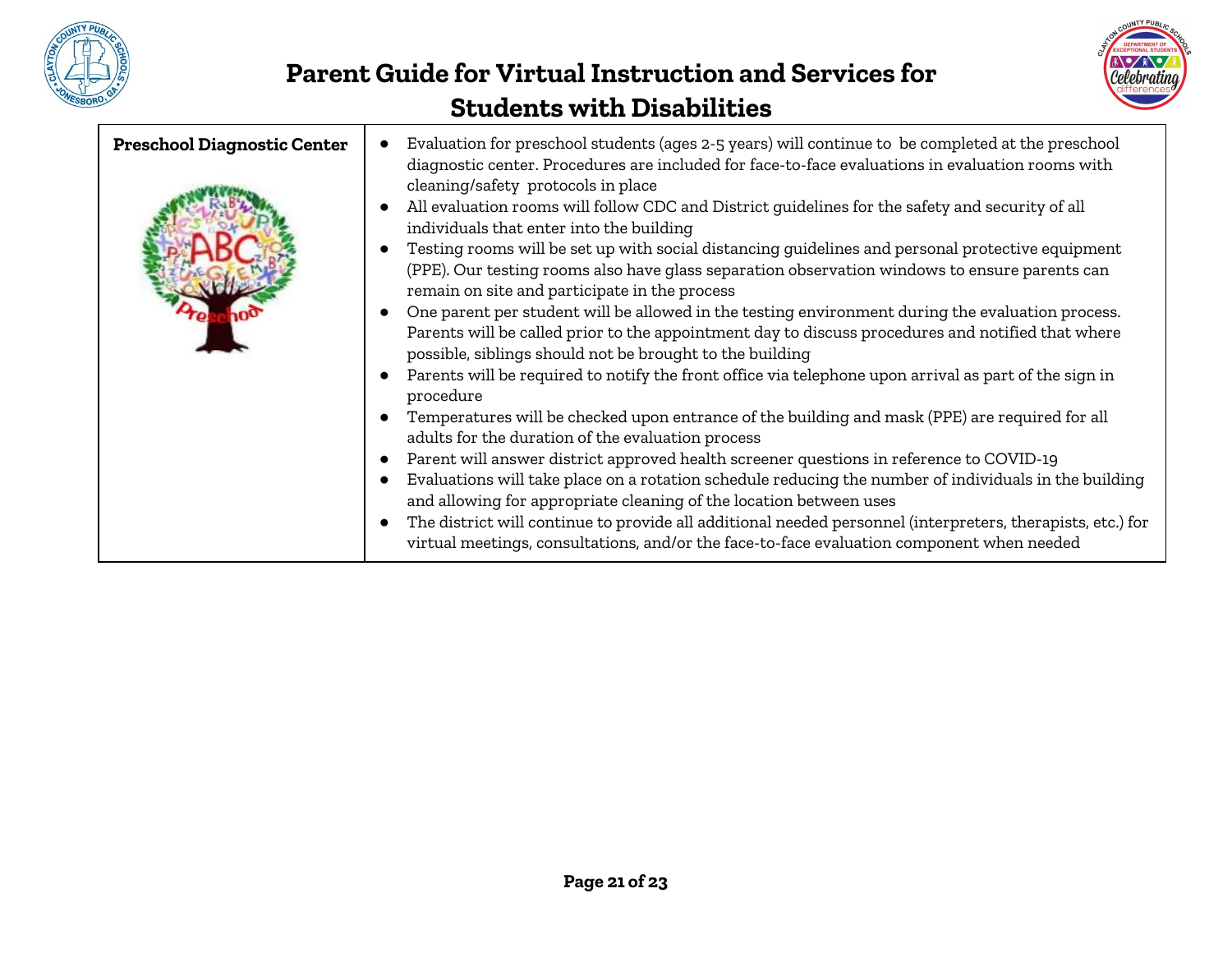| Preschool Diagnostic Center | |
|---|---|
| **Preschool Diagnostic Center** | • Evaluation for preschool students (ages 2-5 years) will continue to be completed at the preschool diagnostic center. Procedures are included for face-to-face evaluations in evaluation rooms with cleaning/safety protocols in place<br>• All evaluation rooms will follow CDC and District guidelines for the safety and security of all individuals that enter into the building<br>• Testing rooms will be set up with social distancing guidelines and personal protective equipment (PPE). Our testing rooms also have glass separation observation windows to ensure parents can remain on site and participate in the process<br>• One parent per student will be allowed in the testing environment during the evaluation process. Parents will be called prior to the appointment day to discuss procedures and notified that where possible, siblings should not be brought to the building<br>• Parents will be required to notify the front office via telephone upon arrival as part of the sign in procedure<br>• Temperatures will be checked upon entrance of the building and mask (PPE) are required for all adults for the duration of the evaluation process<br>• Parent will answer district approved health screener questions in reference to COVID-19<br>• Evaluations will take place on a rotation schedule reducing the number of individuals in the building and allowing for appropriate cleaning of the location between uses<br>• The district will continue to provide all additional needed personnel (interpreters, therapists, etc.) for virtual meetings, consultations, and/or the face-to-face evaluation component when needed |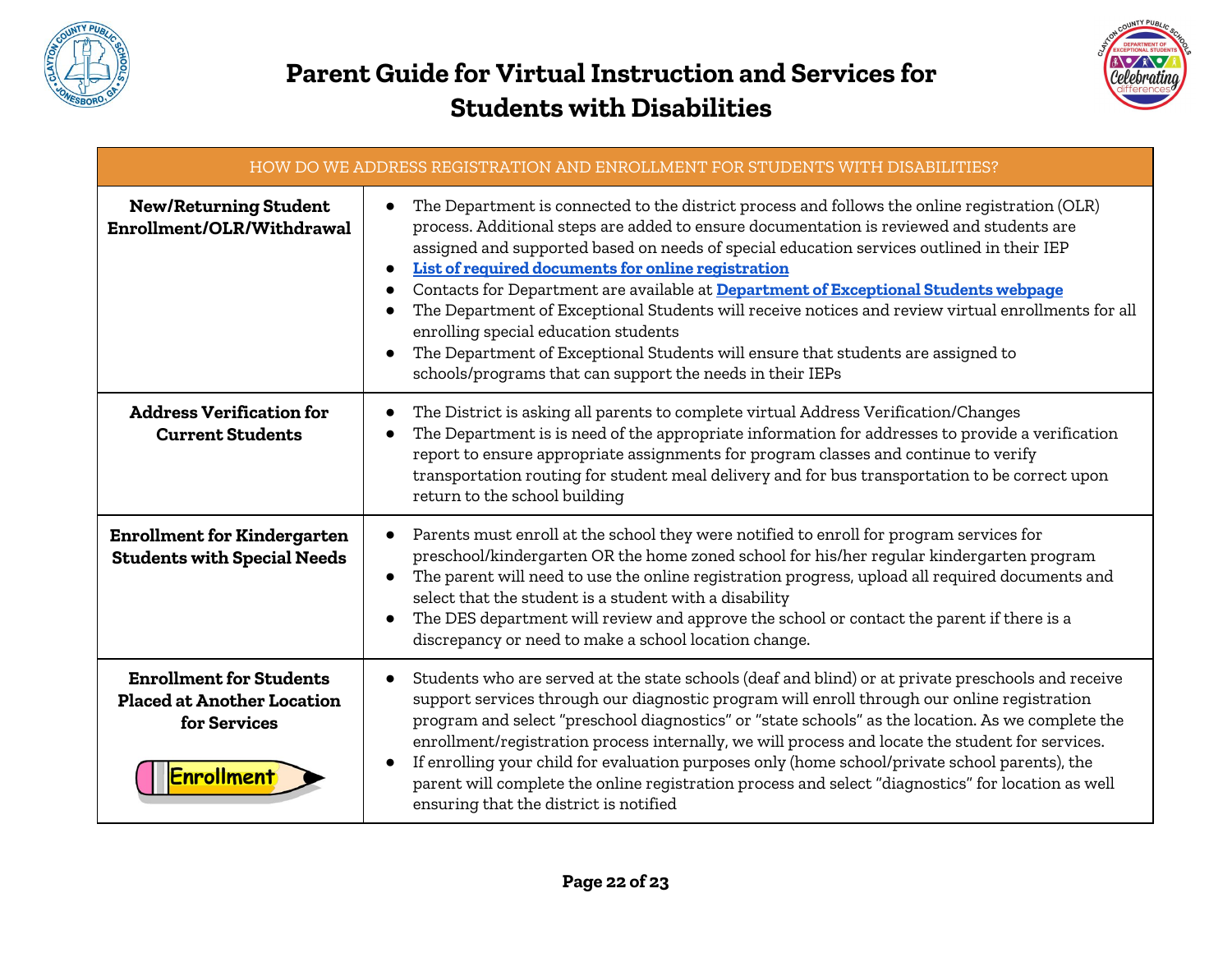# Parent Guide for Virtual Instruction and Services for Students with Disabilities

| HOW DO WE ADDRESS REGISTRATION AND ENROLLMENT FOR STUDENTS WITH DISABILITIES? | |
|---|---|
| **New/Returning Student Enrollment/OLR/Withdrawal** | • The Department is connected to the district process and follows the online registration (OLR) process. Additional steps are added to ensure documentation is reviewed and students are assigned and supported based on needs of special education services outlined in their IEP<br>• **List of required documents for online registration**<br>• Contacts for Department are available at **Department of Exceptional Students webpage**<br>• The Department of Exceptional Students will receive notices and review virtual enrollments for all enrolling special education students<br>• The Department of Exceptional Students will ensure that students are assigned to schools/programs that can support the needs in their IEPs |
| **Address Verification for Current Students** | • The District is asking all parents to complete virtual Address Verification/Changes<br>• The Department is is need of the appropriate information for addresses to provide a verification report to ensure appropriate assignments for program classes and continue to verify transportation routing for student meal delivery and for bus transportation to be correct upon return to the school building |
| **Enrollment for Kindergarten Students with Special Needs** | • Parents must enroll at the school they were notified to enroll for program services for preschool/kindergarten OR the home zoned school for his/her regular kindergarten program<br>• The parent will need to use the online registration progress, upload all required documents and select that the student is a student with a disability<br>• The DES department will review and approve the school or contact the parent if there is a discrepancy or need to make a school location change. |
| **Enrollment for Students Placed at Another Location for Services**<br><br>Enrollment | • Students who are served at the state schools (deaf and blind) or at private preschools and receive support services through our diagnostic program will enroll through our online registration program and select "preschool diagnostics" or "state schools" as the location. As we complete the enrollment/registration process internally, we will process and locate the student for services.<br>• If enrolling your child for evaluation purposes only (home school/private school parents), the parent will complete the online registration process and select "diagnostics" for location as well ensuring that the district is notified |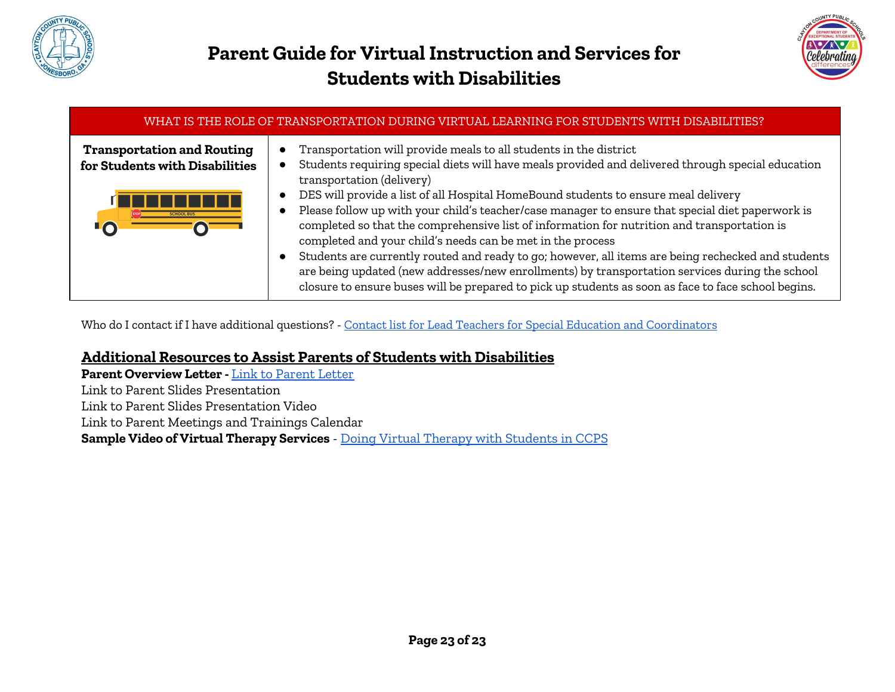# Parent Guide for Virtual Instruction and Services for Students with Disabilities

| WHAT IS THE ROLE OF TRANSPORTATION DURING VIRTUAL LEARNING FOR STUDENTS WITH DISABILITIES? | |
| --- | --- |
| **Transportation and Routing for Students with Disabilities** | • Transportation will provide meals to all students in the district<br>• Students requiring special diets will have meals provided and delivered through special education transportation (delivery)<br>• DES will provide a list of all Hospital HomeBound students to ensure meal delivery<br>• Please follow up with your child's teacher/case manager to ensure that special diet paperwork is completed so that the comprehensive list of information for nutrition and transportation is completed and your child's needs can be met in the process<br>• Students are currently routed and ready to go; however, all items are being rechecked and students are being updated (new addresses/new enrollments) by transportation services during the school closure to ensure buses will be prepared to pick up students as soon as face to face school begins. |

Who do I contact if I have additional questions? - Contact list for Lead Teachers for Special Education and Coordinators

## Additional Resources to Assist Parents of Students with Disabilities

**Parent Overview Letter -** Link to Parent Letter
Link to Parent Slides Presentation
Link to Parent Slides Presentation Video
Link to Parent Meetings and Trainings Calendar
**Sample Video of Virtual Therapy Services** - Doing Virtual Therapy with Students in CCPS